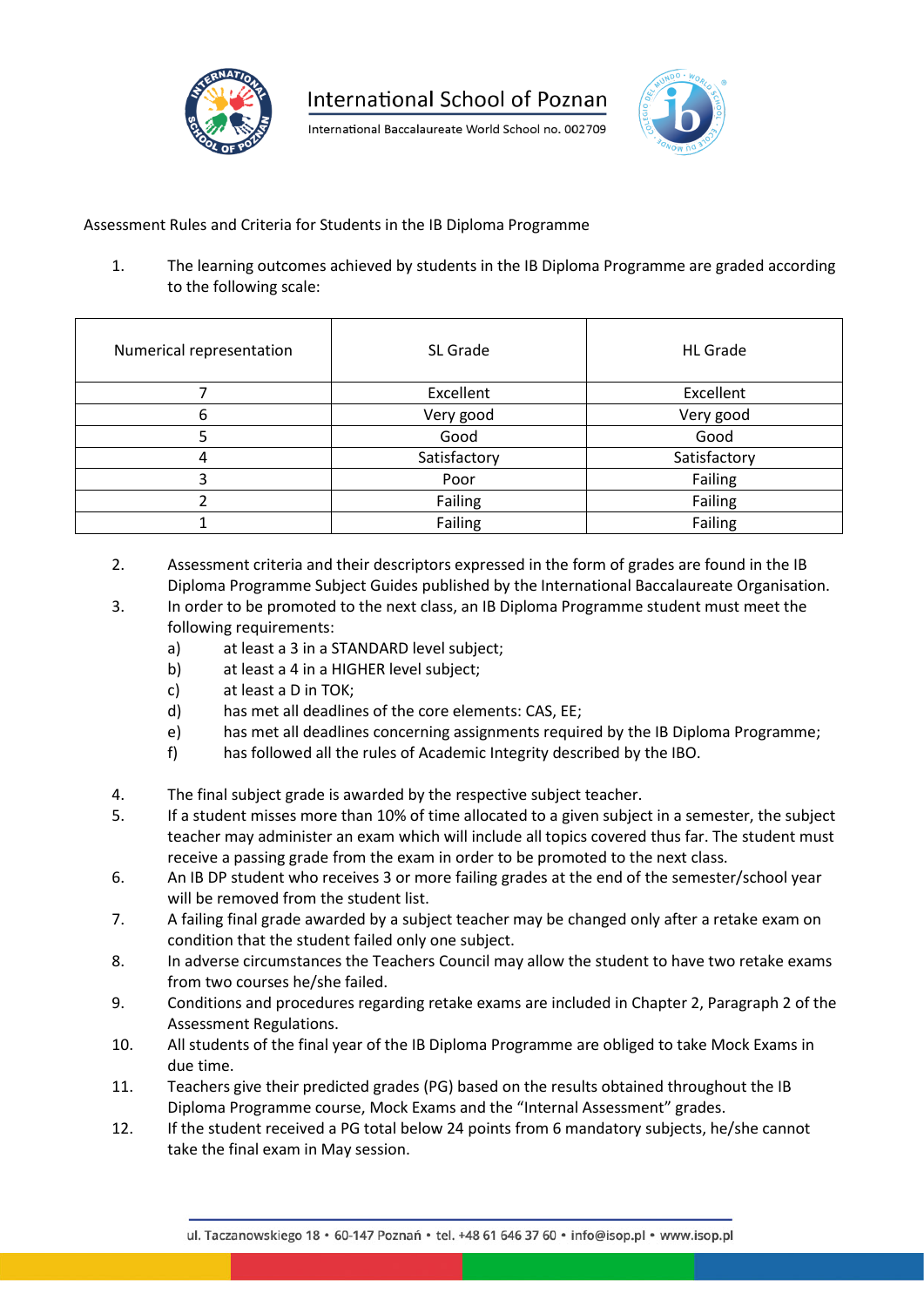# International School of Poznan

International Baccalaureate World School no. 002709

Assessment Rules and Criteria for Students in the IB Diploma Programme

1. The learning outcomes achieved by students in the IB Diploma Programme are graded according to the following scale:

| Numerical representation | SL Grade | HL Grade |
|---|---|---|
| 7 | Excellent | Excellent |
| 6 | Very good | Very good |
| 5 | Good | Good |
| 4 | Satisfactory | Satisfactory |
| 3 | Poor | Failing |
| 2 | Failing | Failing |
| 1 | Failing | Failing |

2. Assessment criteria and their descriptors expressed in the form of grades are found in the IB Diploma Programme Subject Guides published by the International Baccalaureate Organisation.
3. In order to be promoted to the next class, an IB Diploma Programme student must meet the following requirements:
   a) at least a 3 in a STANDARD level subject;
   b) at least a 4 in a HIGHER level subject;
   c) at least a D in TOK;
   d) has met all deadlines of the core elements: CAS, EE;
   e) has met all deadlines concerning assignments required by the IB Diploma Programme;
   f) has followed all the rules of Academic Integrity described by the IBO.
4. The final subject grade is awarded by the respective subject teacher.
5. If a student misses more than 10% of time allocated to a given subject in a semester, the subject teacher may administer an exam which will include all topics covered thus far. The student must receive a passing grade from the exam in order to be promoted to the next class.
6. An IB DP student who receives 3 or more failing grades at the end of the semester/school year will be removed from the student list.
7. A failing final grade awarded by a subject teacher may be changed only after a retake exam on condition that the student failed only one subject.
8. In adverse circumstances the Teachers Council may allow the student to have two retake exams from two courses he/she failed.
9. Conditions and procedures regarding retake exams are included in Chapter 2, Paragraph 2 of the Assessment Regulations.
10. All students of the final year of the IB Diploma Programme are obliged to take Mock Exams in due time.
11. Teachers give their predicted grades (PG) based on the results obtained throughout the IB Diploma Programme course, Mock Exams and the "Internal Assessment" grades.
12. If the student received a PG total below 24 points from 6 mandatory subjects, he/she cannot take the final exam in May session.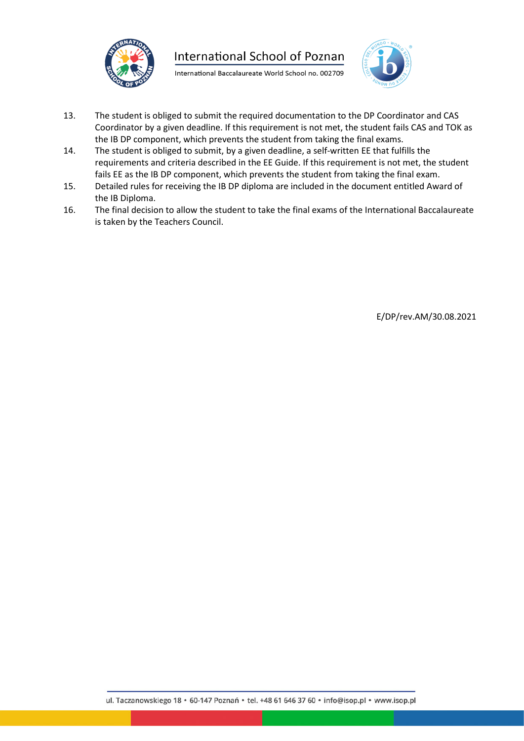13. The student is obliged to submit the required documentation to the DP Coordinator and CAS Coordinator by a given deadline. If this requirement is not met, the student fails CAS and TOK as the IB DP component, which prevents the student from taking the final exams.
14. The student is obliged to submit, by a given deadline, a self-written EE that fulfills the requirements and criteria described in the EE Guide. If this requirement is not met, the student fails EE as the IB DP component, which prevents the student from taking the final exam.
15. Detailed rules for receiving the IB DP diploma are included in the document entitled Award of the IB Diploma.
16. The final decision to allow the student to take the final exams of the International Baccalaureate is taken by the Teachers Council.

E/DP/rev.AM/30.08.2021